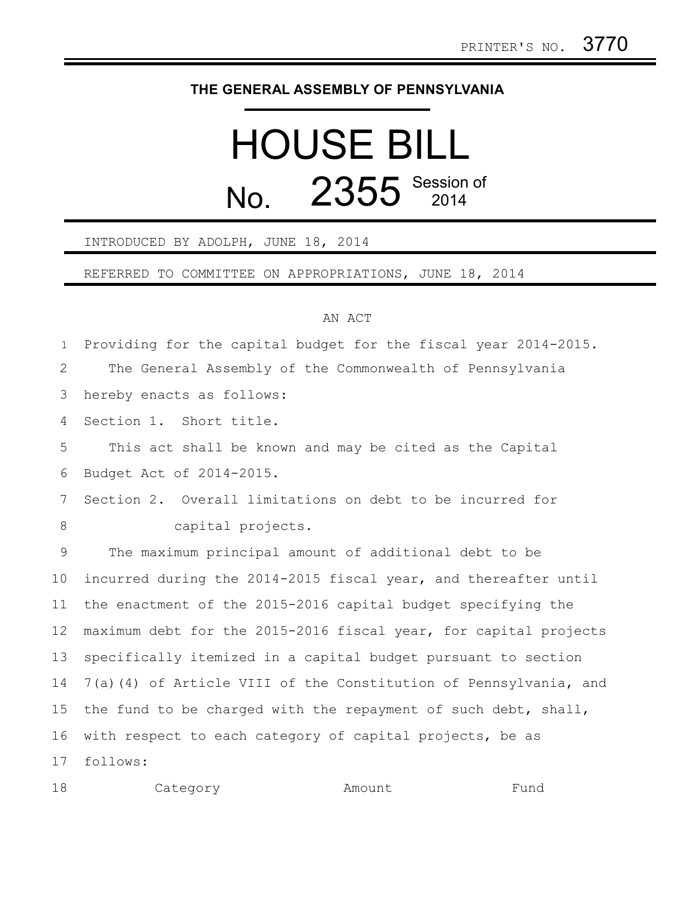PRINTER'S NO. 3770

**THE GENERAL ASSEMBLY OF PENNSYLVANIA**

# HOUSE BILL No. 2355 Session of 2014

INTRODUCED BY ADOLPH, JUNE 18, 2014

REFERRED TO COMMITTEE ON APPROPRIATIONS, JUNE 18, 2014

AN ACT

Providing for the capital budget for the fiscal year 2014-2015.

The General Assembly of the Commonwealth of Pennsylvania hereby enacts as follows:

Section 1. Short title.

This act shall be known and may be cited as the Capital Budget Act of 2014-2015.

Section 2. Overall limitations on debt to be incurred for capital projects.

The maximum principal amount of additional debt to be incurred during the 2014-2015 fiscal year, and thereafter until the enactment of the 2015-2016 capital budget specifying the maximum debt for the 2015-2016 fiscal year, for capital projects specifically itemized in a capital budget pursuant to section 7(a)(4) of Article VIII of the Constitution of Pennsylvania, and the fund to be charged with the repayment of such debt, shall, with respect to each category of capital projects, be as follows:

| Category | Amount | Fund |
|---|---|---|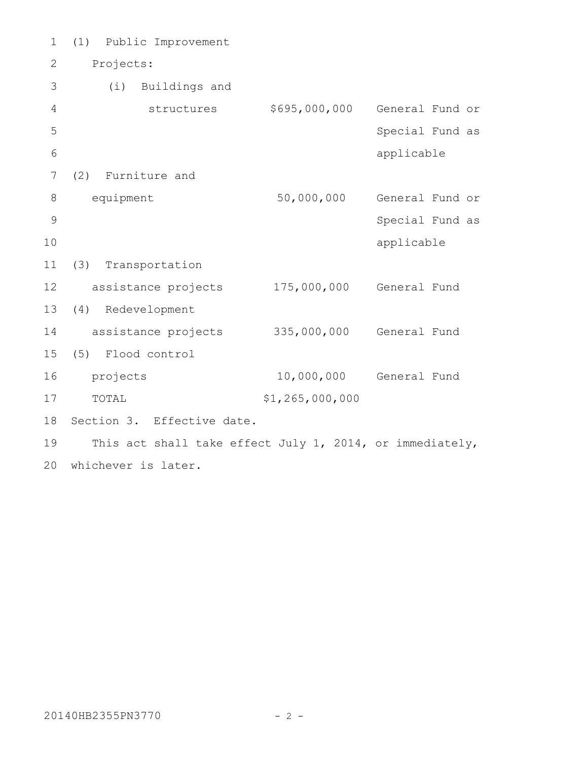| | | |
|---|---|---|
| (1) Public Improvement Projects: | | |
| (i) Buildings and structures | $695,000,000 | General Fund or Special Fund as applicable |
| (2) Furniture and equipment | 50,000,000 | General Fund or Special Fund as applicable |
| (3) Transportation assistance projects | 175,000,000 | General Fund |
| (4) Redevelopment assistance projects | 335,000,000 | General Fund |
| (5) Flood control projects | 10,000,000 | General Fund |
| TOTAL | $1,265,000,000 | |

Section 3. Effective date.

This act shall take effect July 1, 2014, or immediately, whichever is later.